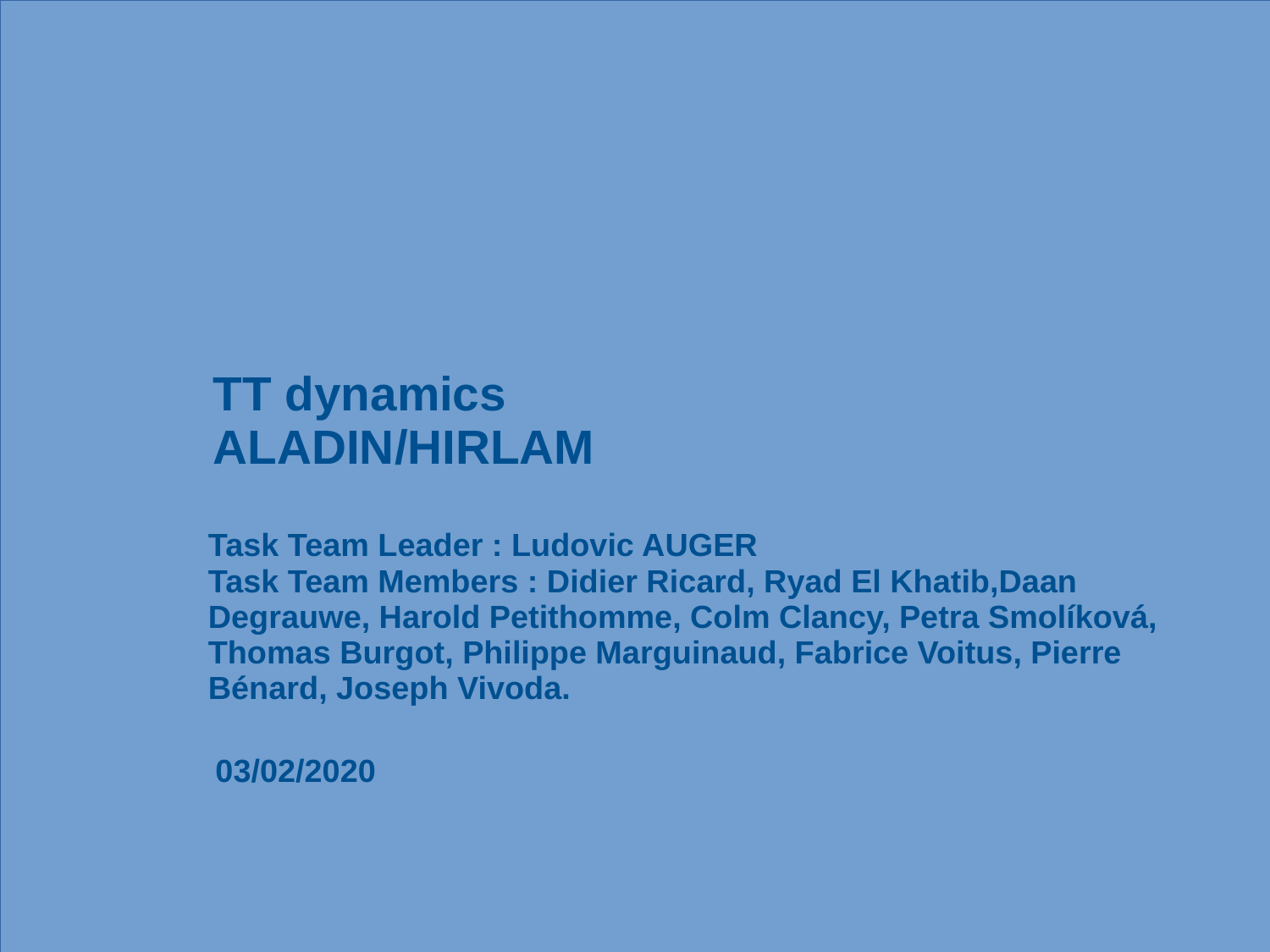# TT dynamics
# ALADIN/HIRLAM

**Task Team Leader : Ludovic AUGER**
**Task Team Members : Didier Ricard, Ryad El Khatib,Daan Degrauwe, Harold Petithomme, Colm Clancy, Petra Smolíková, Thomas Burgot, Philippe Marguinaud, Fabrice Voitus, Pierre Bénard, Joseph Vivoda.**

**03/02/2020**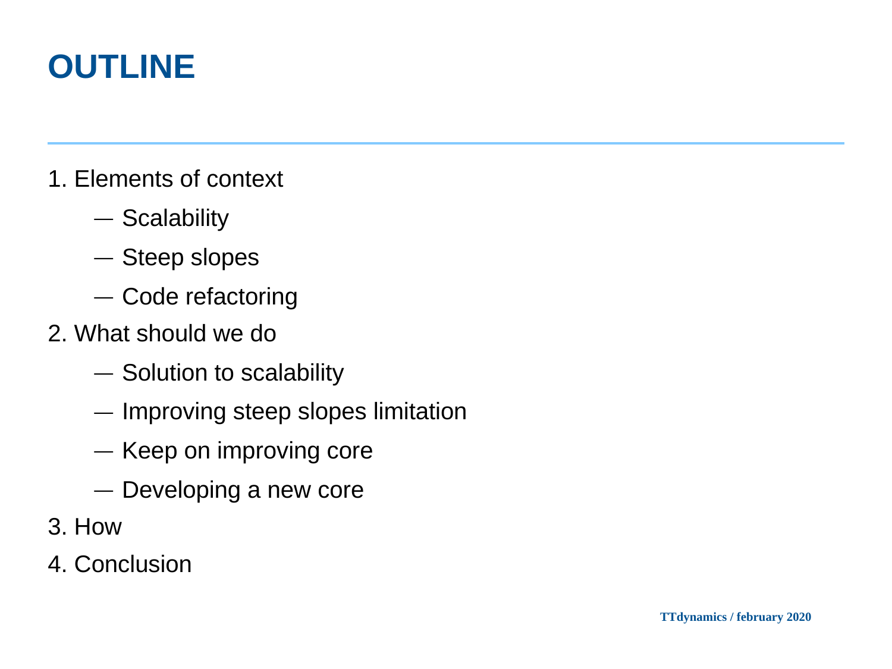# OUTLINE

1. Elements of context
   - Scalability
   - Steep slopes
   - Code refactoring
2. What should we do
   - Solution to scalability
   - Improving steep slopes limitation
   - Keep on improving core
   - Developing a new core
3. How
4. Conclusion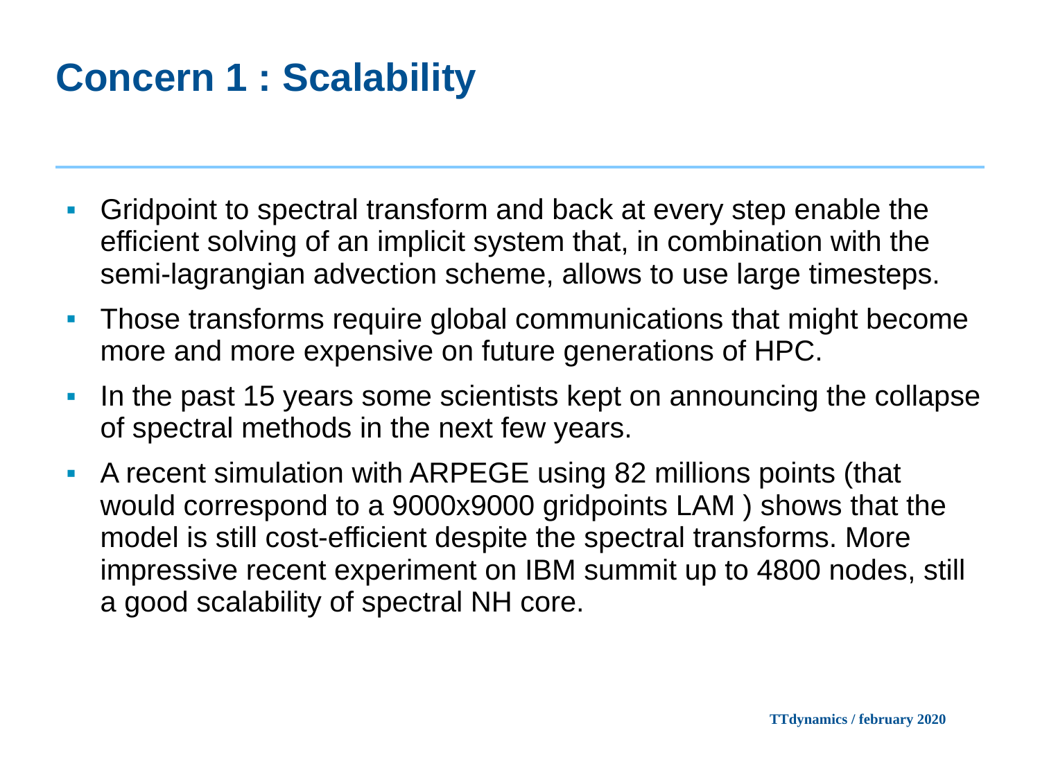# Concern 1 : Scalability

- Gridpoint to spectral transform and back at every step enable the efficient solving of an implicit system that, in combination with the semi-lagrangian advection scheme, allows to use large timesteps.
- Those transforms require global communications that might become more and more expensive on future generations of HPC.
- In the past 15 years some scientists kept on announcing the collapse of spectral methods in the next few years.
- A recent simulation with ARPEGE using 82 millions points (that would correspond to a 9000x9000 gridpoints LAM ) shows that the model is still cost-efficient despite the spectral transforms. More impressive recent experiment on IBM summit up to 4800 nodes, still a good scalability of spectral NH core.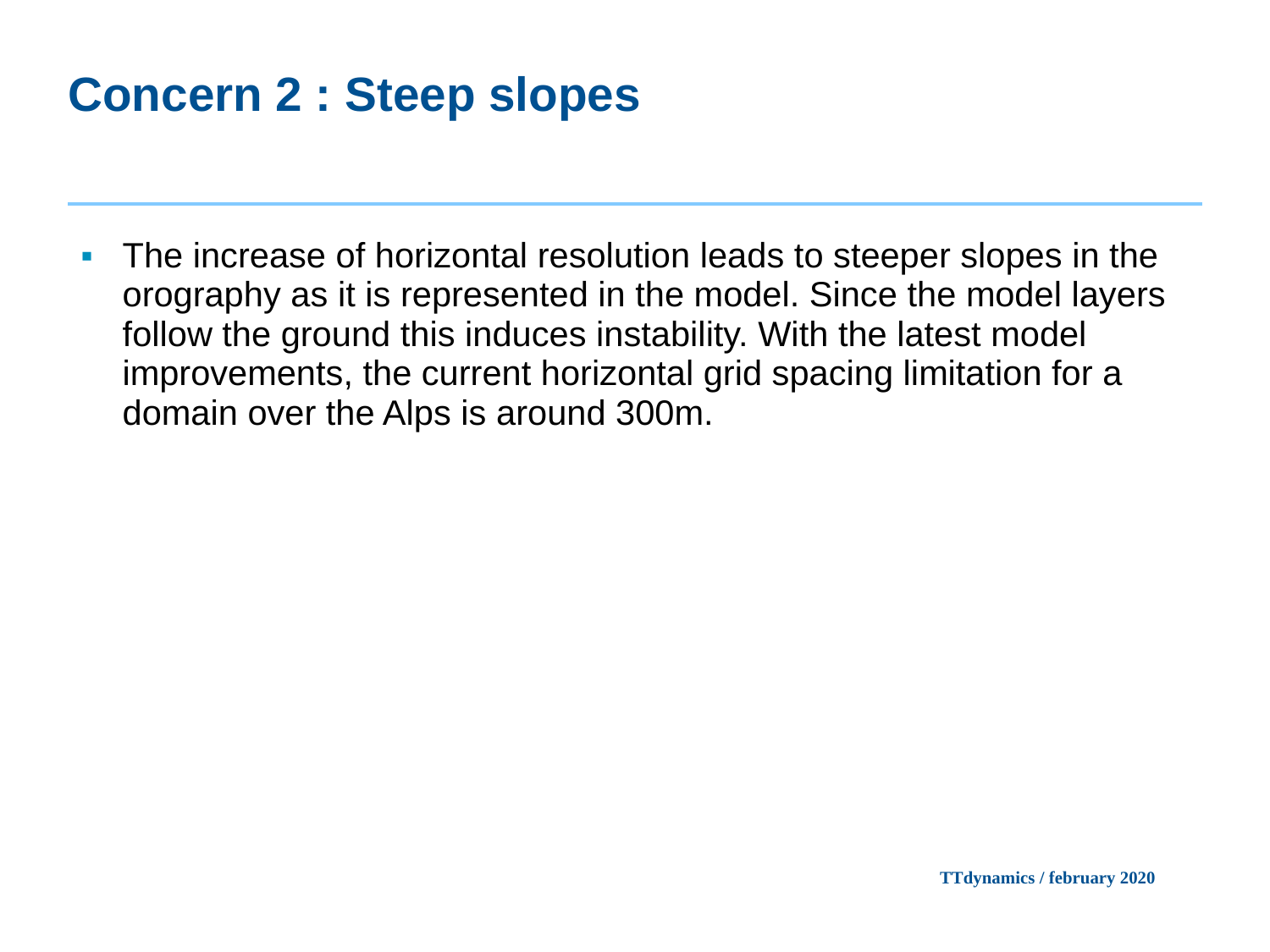# Concern 2 : Steep slopes

- The increase of horizontal resolution leads to steeper slopes in the orography as it is represented in the model. Since the model layers follow the ground this induces instability. With the latest model improvements, the current horizontal grid spacing limitation for a domain over the Alps is around 300m.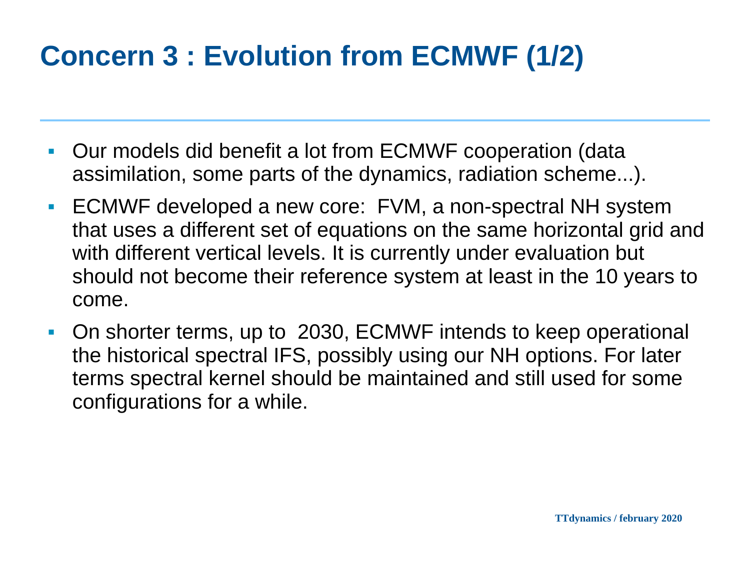# Concern 3 : Evolution from ECMWF (1/2)

- Our models did benefit a lot from ECMWF cooperation (data assimilation, some parts of the dynamics, radiation scheme...).
- ECMWF developed a new core:  FVM, a non-spectral NH system that uses a different set of equations on the same horizontal grid and with different vertical levels. It is currently under evaluation but should not become their reference system at least in the 10 years to come.
- On shorter terms, up to  2030, ECMWF intends to keep operational the historical spectral IFS, possibly using our NH options. For later terms spectral kernel should be maintained and still used for some configurations for a while.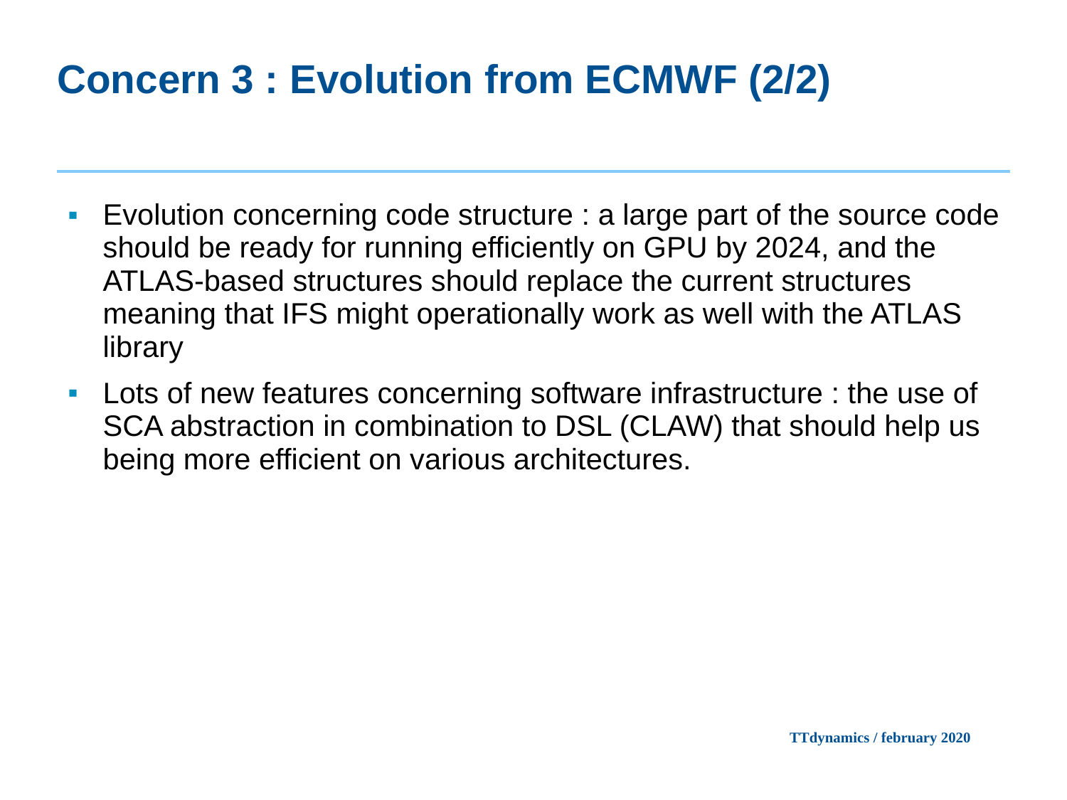# Concern 3 : Evolution from ECMWF (2/2)

- Evolution concerning code structure : a large part of the source code should be ready for running efficiently on GPU by 2024, and the ATLAS-based structures should replace the current structures meaning that IFS might operationally work as well with the ATLAS library
- Lots of new features concerning software infrastructure : the use of SCA abstraction in combination to DSL (CLAW) that should help us being more efficient on various architectures.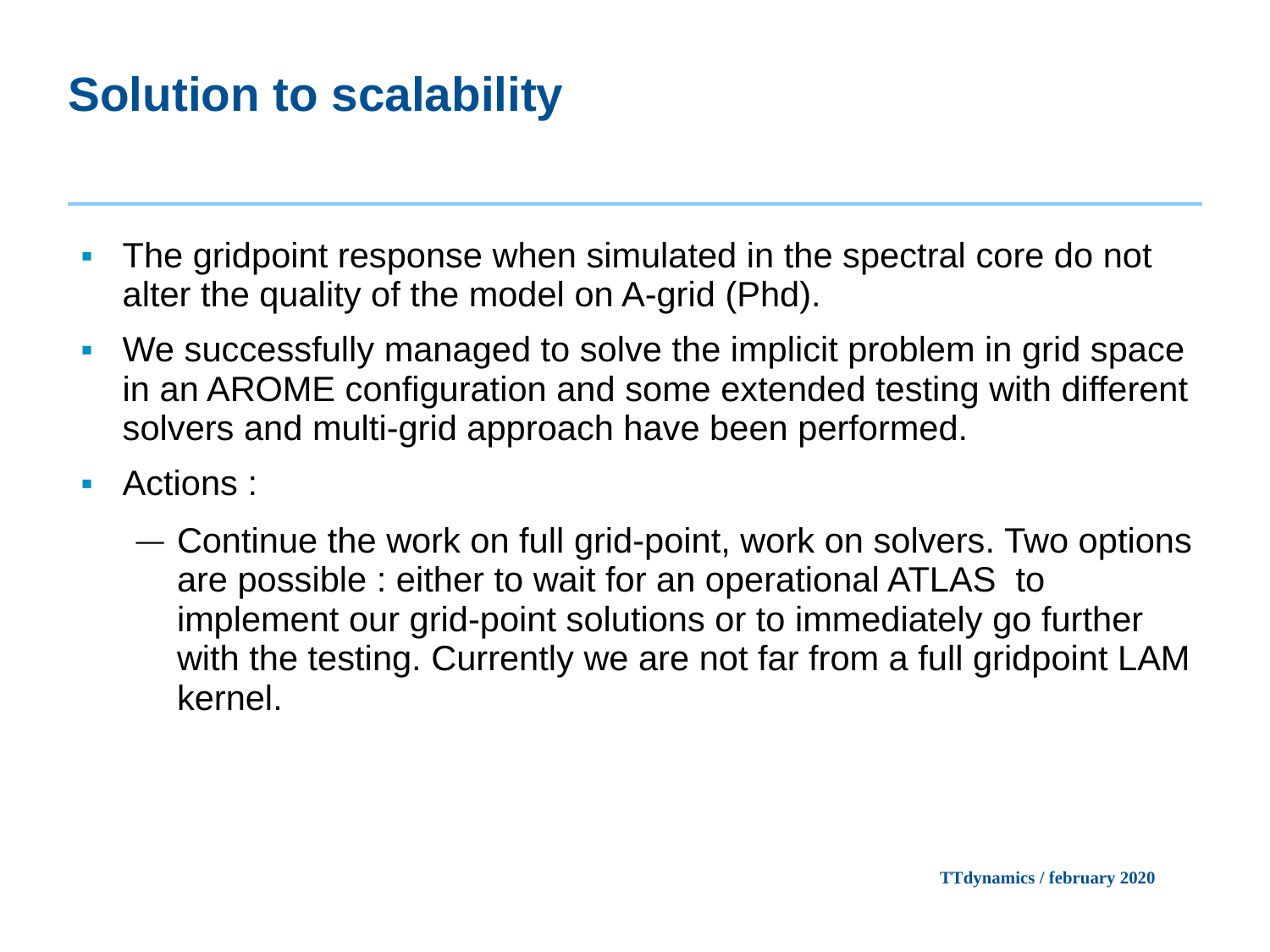# Solution to scalability

- The gridpoint response when simulated in the spectral core do not alter the quality of the model on A-grid (Phd).
- We successfully managed to solve the implicit problem in grid space in an AROME configuration and some extended testing with different solvers and multi-grid approach have been performed.
- Actions :
  - Continue the work on full grid-point, work on solvers. Two options are possible : either to wait for an operational ATLAS to implement our grid-point solutions or to immediately go further with the testing. Currently we are not far from a full gridpoint LAM kernel.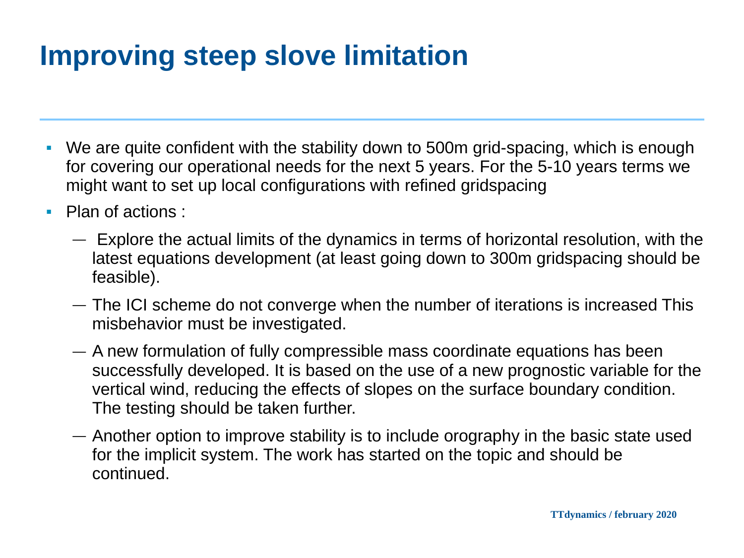# Improving steep slove limitation

- We are quite confident with the stability down to 500m grid-spacing, which is enough for covering our operational needs for the next 5 years. For the 5-10 years terms we might want to set up local configurations with refined gridspacing
- Plan of actions :
  - Explore the actual limits of the dynamics in terms of horizontal resolution, with the latest equations development (at least going down to 300m gridspacing should be feasible).
  - The ICI scheme do not converge when the number of iterations is increased This misbehavior must be investigated.
  - A new formulation of fully compressible mass coordinate equations has been successfully developed. It is based on the use of a new prognostic variable for the vertical wind, reducing the effects of slopes on the surface boundary condition. The testing should be taken further.
  - Another option to improve stability is to include orography in the basic state used for the implicit system. The work has started on the topic and should be continued.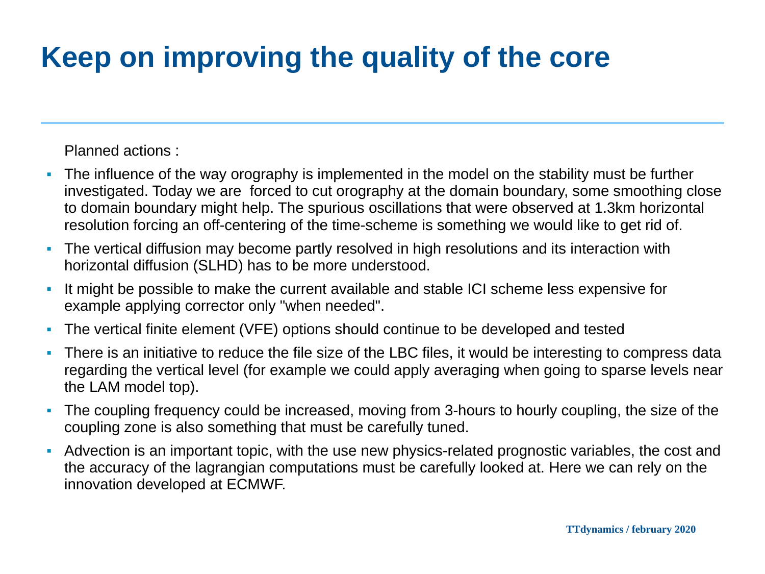# Keep on improving the quality of the core

Planned actions :

- The influence of the way orography is implemented in the model on the stability must be further investigated. Today we are forced to cut orography at the domain boundary, some smoothing close to domain boundary might help. The spurious oscillations that were observed at 1.3km horizontal resolution forcing an off-centering of the time-scheme is something we would like to get rid of.
- The vertical diffusion may become partly resolved in high resolutions and its interaction with horizontal diffusion (SLHD) has to be more understood.
- It might be possible to make the current available and stable ICI scheme less expensive for example applying corrector only "when needed".
- The vertical finite element (VFE) options should continue to be developed and tested
- There is an initiative to reduce the file size of the LBC files, it would be interesting to compress data regarding the vertical level (for example we could apply averaging when going to sparse levels near the LAM model top).
- The coupling frequency could be increased, moving from 3-hours to hourly coupling, the size of the coupling zone is also something that must be carefully tuned.
- Advection is an important topic, with the use new physics-related prognostic variables, the cost and the accuracy of the lagrangian computations must be carefully looked at. Here we can rely on the innovation developed at ECMWF.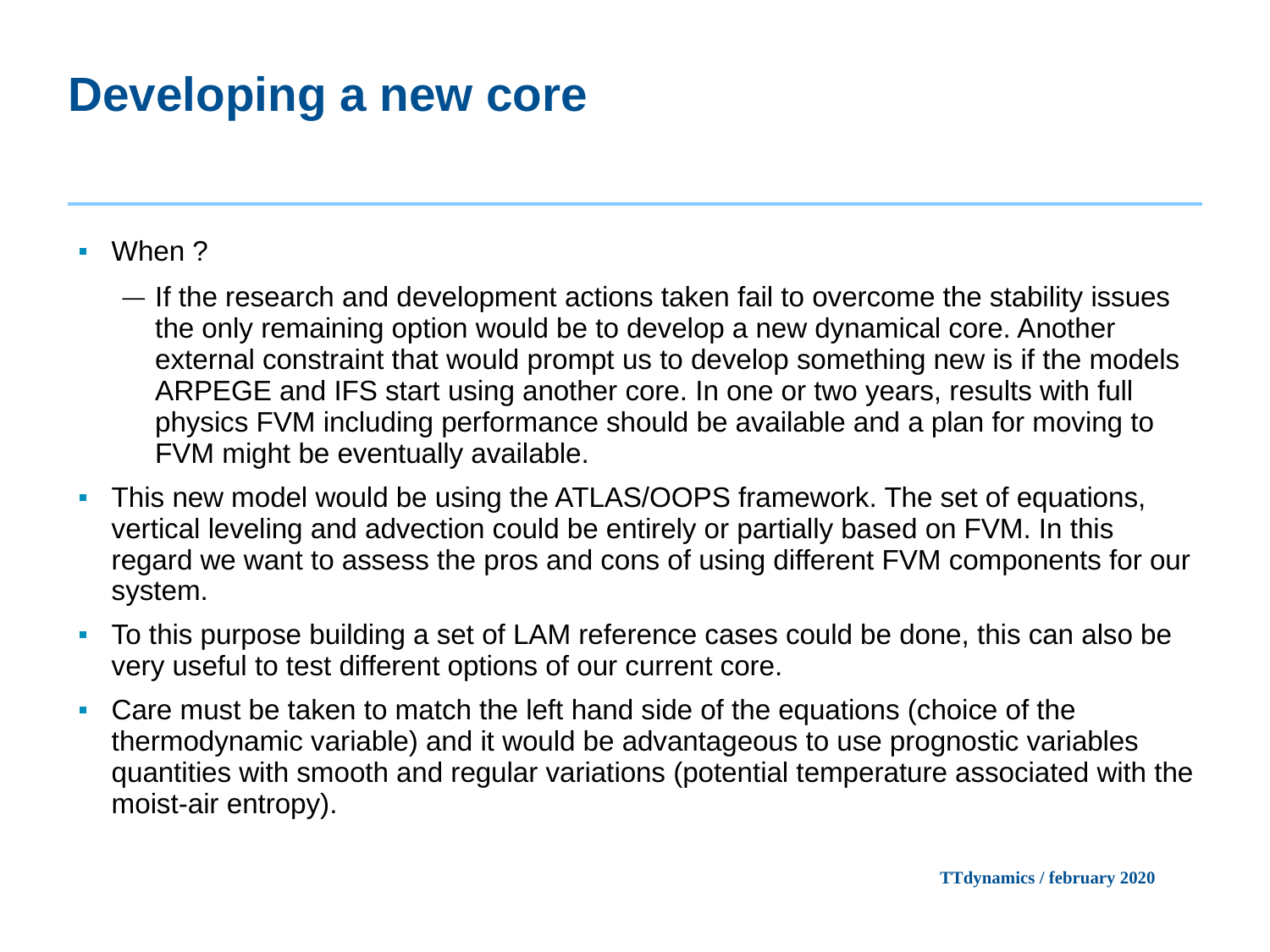# Developing a new core

- When ?
  - If the research and development actions taken fail to overcome the stability issues the only remaining option would be to develop a new dynamical core. Another external constraint that would prompt us to develop something new is if the models ARPEGE and IFS start using another core. In one or two years, results with full physics FVM including performance should be available and a plan for moving to FVM might be eventually available.
- This new model would be using the ATLAS/OOPS framework. The set of equations, vertical leveling and advection could be entirely or partially based on FVM. In this regard we want to assess the pros and cons of using different FVM components for our system.
- To this purpose building a set of LAM reference cases could be done, this can also be very useful to test different options of our current core.
- Care must be taken to match the left hand side of the equations (choice of the thermodynamic variable) and it would be advantageous to use prognostic variables quantities with smooth and regular variations (potential temperature associated with the moist-air entropy).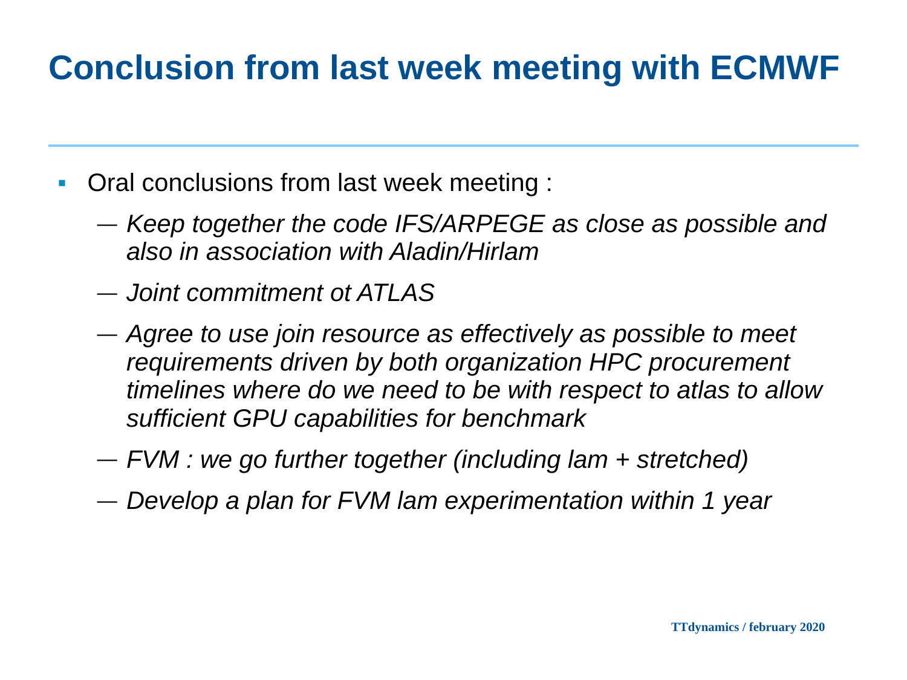# Conclusion from last week meeting with ECMWF

- Oral conclusions from last week meeting :
  - *Keep together the code IFS/ARPEGE as close as possible and also in association with Aladin/Hirlam*
  - *Joint commitment ot ATLAS*
  - *Agree to use join resource as effectively as possible to meet requirements driven by both organization HPC procurement timelines where do we need to be with respect to atlas to allow sufficient GPU capabilities for benchmark*
  - *FVM : we go further together (including lam + stretched)*
  - *Develop a plan for FVM lam experimentation within 1 year*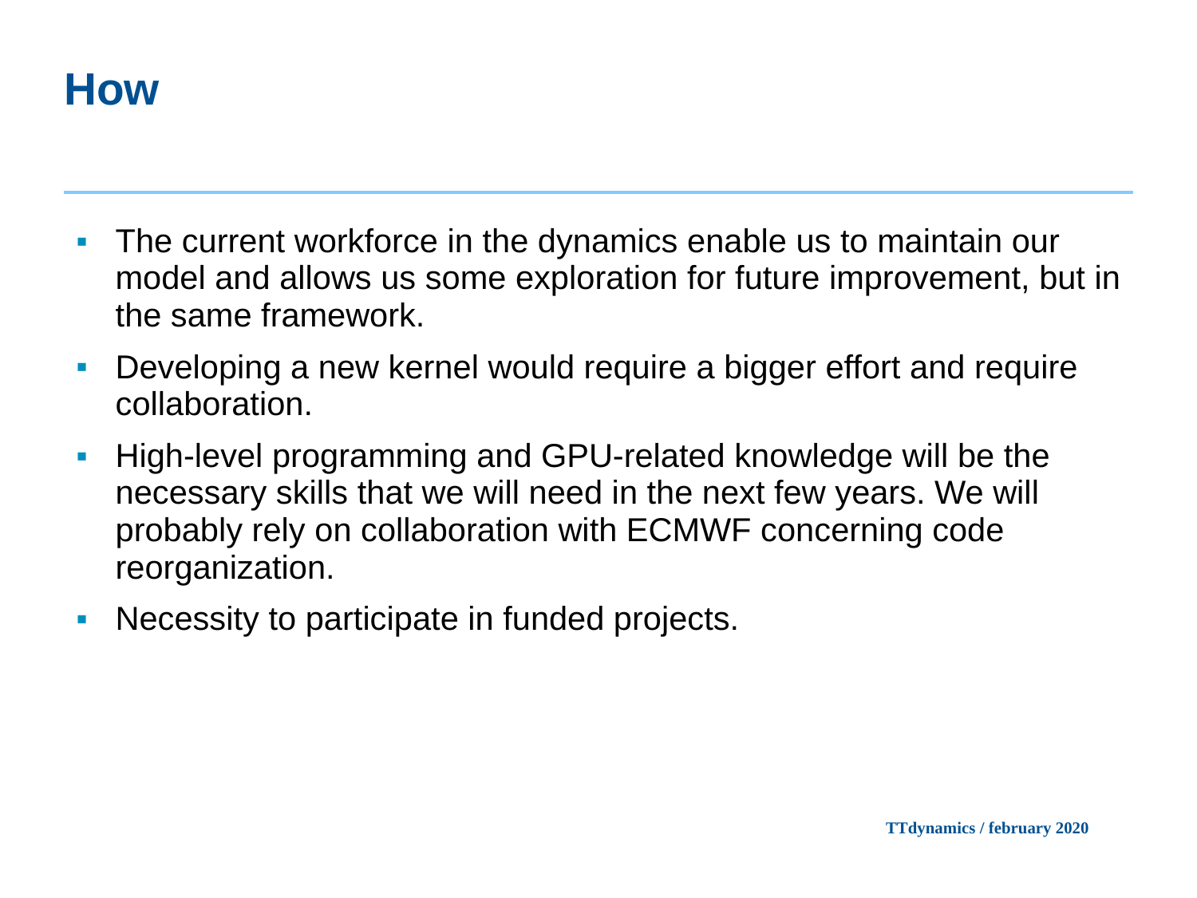# How

- The current workforce in the dynamics enable us to maintain our model and allows us some exploration for future improvement, but in the same framework.
- Developing a new kernel would require a bigger effort and require collaboration.
- High-level programming and GPU-related knowledge will be the necessary skills that we will need in the next few years. We will probably rely on collaboration with ECMWF concerning code reorganization.
- Necessity to participate in funded projects.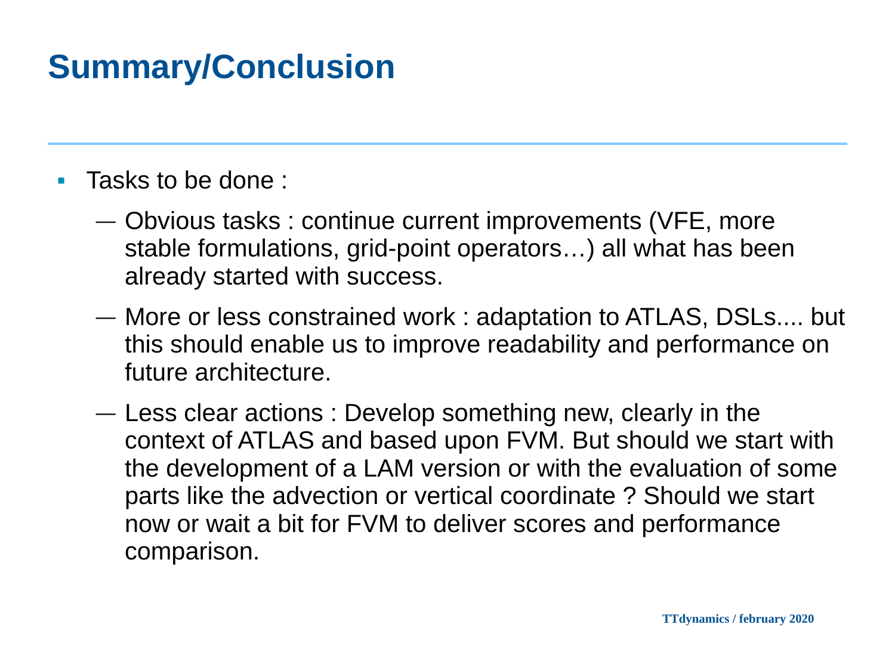# Summary/Conclusion

- Tasks to be done :
  - Obvious tasks : continue current improvements (VFE, more stable formulations, grid-point operators…) all what has been already started with success.
  - More or less constrained work : adaptation to ATLAS, DSLs.... but this should enable us to improve readability and performance on future architecture.
  - Less clear actions : Develop something new, clearly in the context of ATLAS and based upon FVM. But should we start with the development of a LAM version or with the evaluation of some parts like the advection or vertical coordinate ? Should we start now or wait a bit for FVM to deliver scores and performance comparison.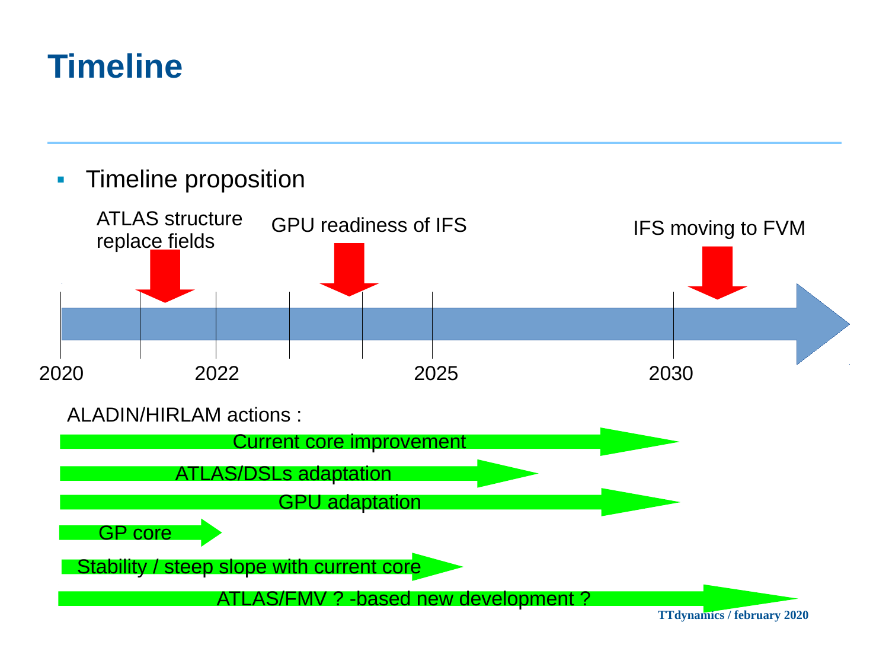# Timeline

- Timeline proposition

ATLAS structure replace fields

GPU readiness of IFS

IFS moving to FVM

2020

2022

2025

2030

ALADIN/HIRLAM actions :

Current core improvement

ATLAS/DSLs adaptation

GPU adaptation

GP core

Stability / steep slope with current core

ATLAS/FMV ? -based new development ?